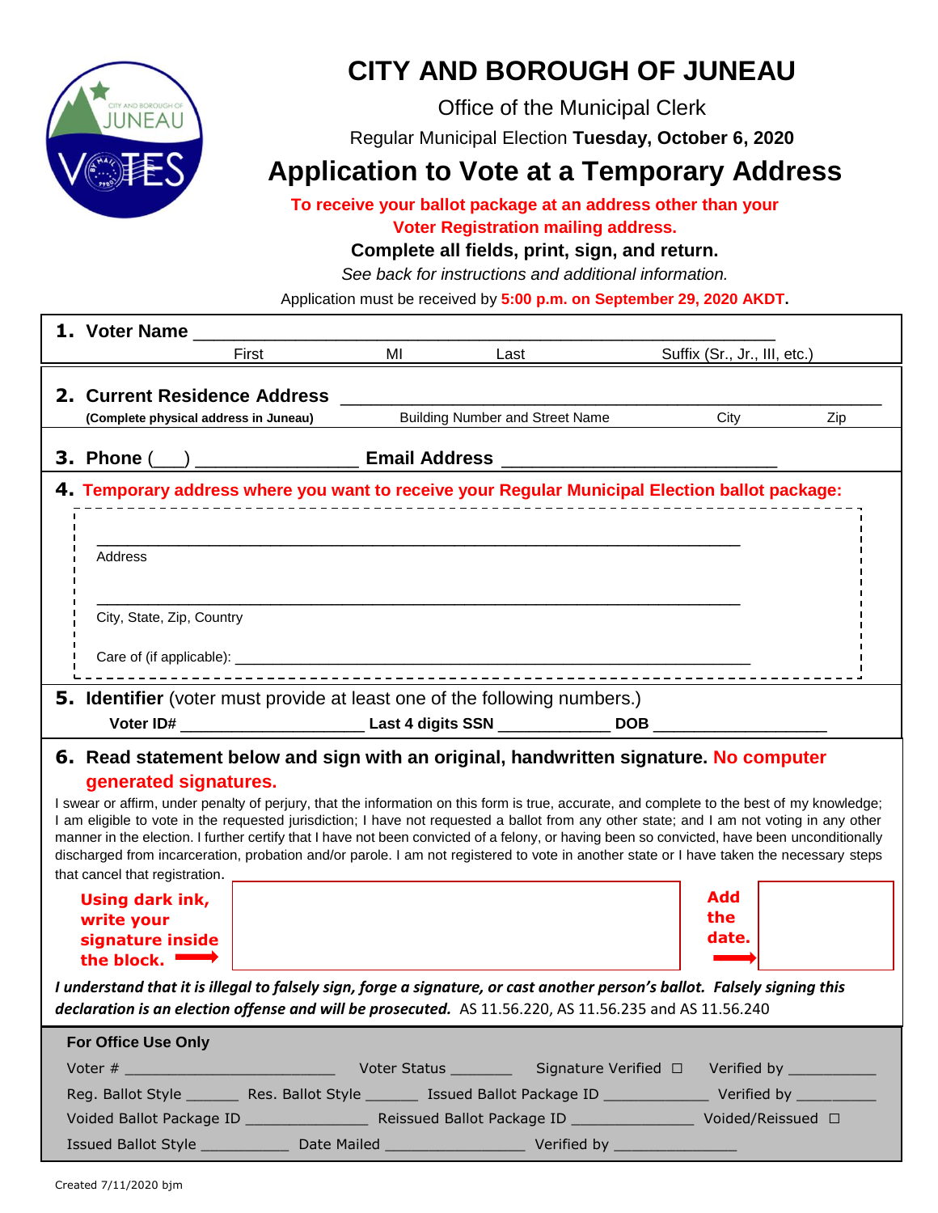# CITY AND BOROUGH OF JUNEAU

Office of the Municipal Clerk

Regular Municipal Election **Tuesday, October 6, 2020**

## Application to Vote at a Temporary Address

**To receive your ballot package at an address other than your Voter Registration mailing address.**

**Complete all fields, print, sign, and return.**

*See back for instructions and additional information.*

Application must be received by **5:00 p.m. on September 29, 2020 AKDT**.

**1. Voter Name** ______________________________________________

First MI Last Suffix (Sr., Jr., III, etc.)

**2. Current Residence Address** ______________________________________________

**(Complete physical address in Juneau)** Building Number and Street Name City Zip

**3. Phone** (___) ________________ **Email Address** ____________________________

**4. Temporary address where you want to receive your Regular Municipal Election ballot package:**

______________________________________________
Address

______________________________________________
City, State, Zip, Country

Care of (if applicable): ______________________________________________

**5. Identifier** (voter must provide at least one of the following numbers.)

**Voter ID#** ____________________ **Last 4 digits SSN** ____________ **DOB** ____________________

**6. Read statement below and sign with an original, handwritten signature. No computer generated signatures.**

I swear or affirm, under penalty of perjury, that the information on this form is true, accurate, and complete to the best of my knowledge; I am eligible to vote in the requested jurisdiction; I have not requested a ballot from any other state; and I am not voting in any other manner in the election. I further certify that I have not been convicted of a felony, or having been so convicted, have been unconditionally discharged from incarceration, probation and/or parole. I am not registered to vote in another state or I have taken the necessary steps that cancel that registration.

**Using dark ink, write your signature inside the block.** → [ ]  **Add the date.** → [ ]

***I understand that it is illegal to falsely sign, forge a signature, or cast another person's ballot. Falsely signing this declaration is an election offense and will be prosecuted.*** AS 11.56.220, AS 11.56.235 and AS 11.56.240

**For Office Use Only**

Voter # ________________________ Voter Status _______ Signature Verified ☐ Verified by __________

Reg. Ballot Style ______ Res. Ballot Style ______ Issued Ballot Package ID ____________ Verified by __________

Voided Ballot Package ID ______________ Reissued Ballot Package ID ______________ Voided/Reissued ☐

Issued Ballot Style __________ Date Mailed ________________ Verified by ______________

Created 7/11/2020 bjm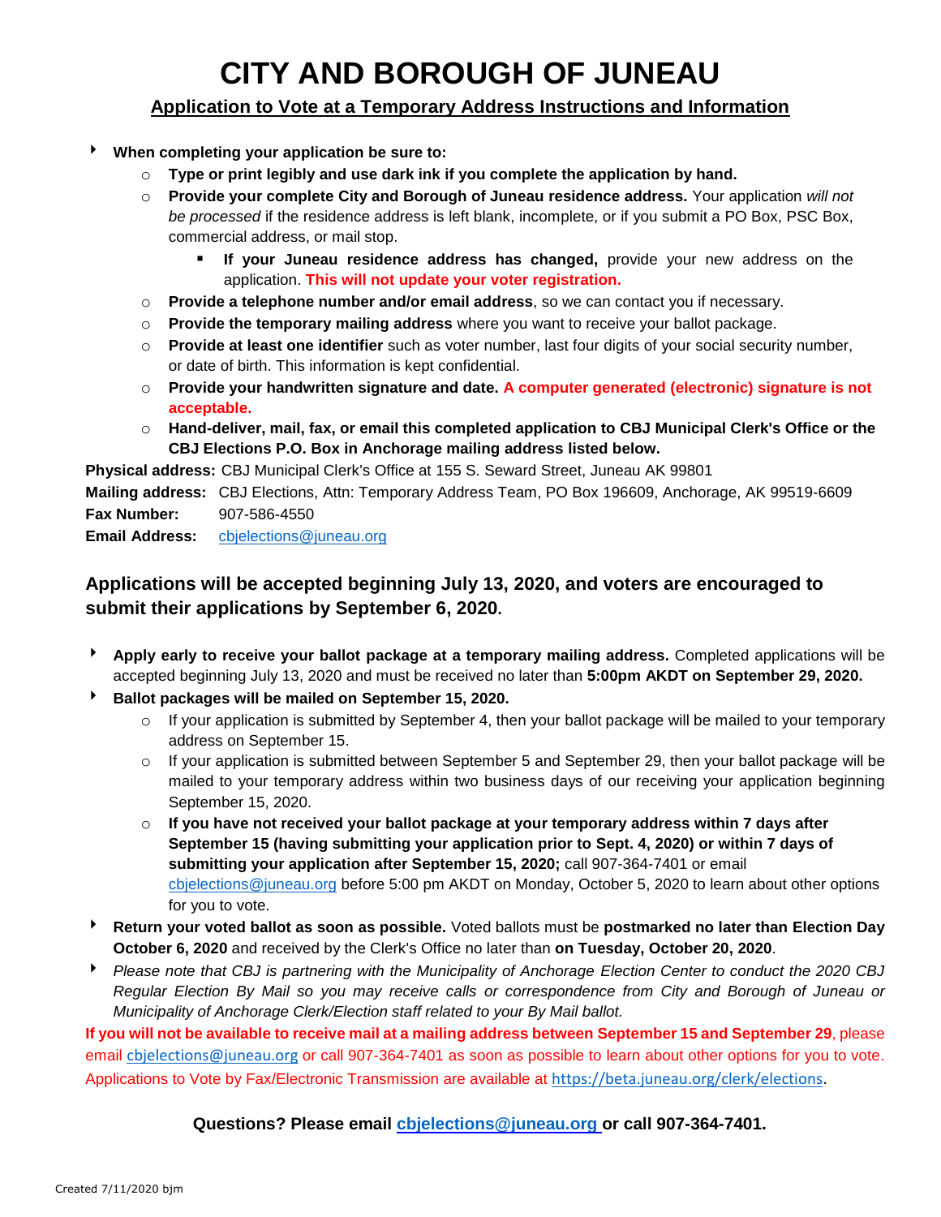# CITY AND BOROUGH OF JUNEAU

## Application to Vote at a Temporary Address Instructions and Information

- **When completing your application be sure to:**
  - **Type or print legibly and use dark ink if you complete the application by hand.**
  - **Provide your complete City and Borough of Juneau residence address.** Your application *will not be processed* if the residence address is left blank, incomplete, or if you submit a PO Box, PSC Box, commercial address, or mail stop.
    - **If your Juneau residence address has changed,** provide your new address on the application. **This will not update your voter registration.**
  - **Provide a telephone number and/or email address**, so we can contact you if necessary.
  - **Provide the temporary mailing address** where you want to receive your ballot package.
  - **Provide at least one identifier** such as voter number, last four digits of your social security number, or date of birth. This information is kept confidential.
  - **Provide your handwritten signature and date. A computer generated (electronic) signature is not acceptable.**
  - **Hand-deliver, mail, fax, or email this completed application to CBJ Municipal Clerk's Office or the CBJ Elections P.O. Box in Anchorage mailing address listed below.**

**Physical address:** CBJ Municipal Clerk's Office at 155 S. Seward Street, Juneau AK 99801
**Mailing address:** CBJ Elections, Attn: Temporary Address Team, PO Box 196609, Anchorage, AK 99519-6609
**Fax Number:** 907-586-4550
**Email Address:** cbjelections@juneau.org

### Applications will be accepted beginning July 13, 2020, and voters are encouraged to submit their applications by September 6, 2020.

- **Apply early to receive your ballot package at a temporary mailing address.** Completed applications will be accepted beginning July 13, 2020 and must be received no later than **5:00pm AKDT on September 29, 2020.**
- **Ballot packages will be mailed on September 15, 2020.**
  - If your application is submitted by September 4, then your ballot package will be mailed to your temporary address on September 15.
  - If your application is submitted between September 5 and September 29, then your ballot package will be mailed to your temporary address within two business days of our receiving your application beginning September 15, 2020.
  - **If you have not received your ballot package at your temporary address within 7 days after September 15 (having submitting your application prior to Sept. 4, 2020) or within 7 days of submitting your application after September 15, 2020;** call 907-364-7401 or email cbjelections@juneau.org before 5:00 pm AKDT on Monday, October 5, 2020 to learn about other options for you to vote.
- **Return your voted ballot as soon as possible.** Voted ballots must be **postmarked no later than Election Day October 6, 2020** and received by the Clerk's Office no later than **on Tuesday, October 20, 2020**.
- *Please note that CBJ is partnering with the Municipality of Anchorage Election Center to conduct the 2020 CBJ Regular Election By Mail so you may receive calls or correspondence from City and Borough of Juneau or Municipality of Anchorage Clerk/Election staff related to your By Mail ballot.*

**If you will not be available to receive mail at a mailing address between September 15 and September 29**, please email cbjelections@juneau.org or call 907-364-7401 as soon as possible to learn about other options for you to vote. Applications to Vote by Fax/Electronic Transmission are available at https://beta.juneau.org/clerk/elections.

**Questions? Please email cbjelections@juneau.org or call 907-364-7401.**

Created 7/11/2020 bjm